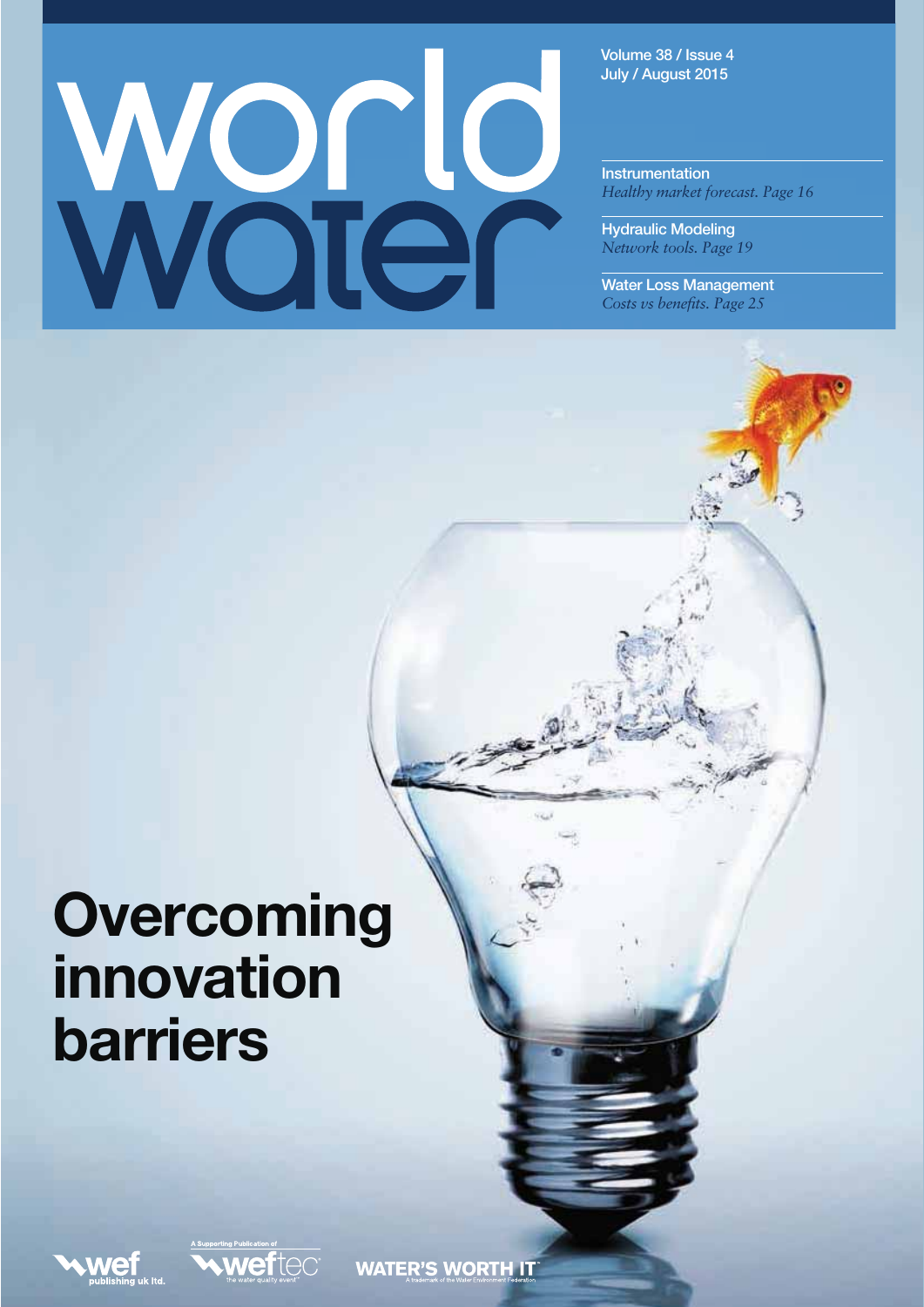# world water

Volume 38 / Issue 4
July / August 2015

**Instrumentation**
*Healthy market forecast. Page 16*

**Hydraulic Modeling**
*Network tools. Page 19*

**Water Loss Management**
*Costs vs benefits. Page 25*

# Overcoming innovation barriers

wef publishing uk ltd.

A Supporting Publication of weftec the water quality event

WATER'S WORTH IT™
A trademark of the Water Environment Federation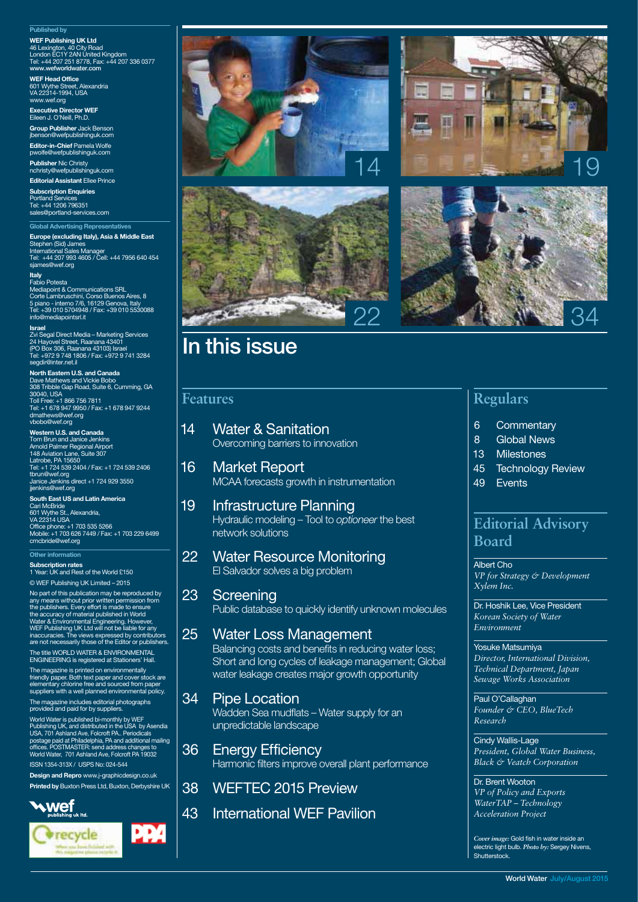**Published by**

**WEF Publishing UK Ltd**
46 Lexington, 40 City Road
London EC1Y 2AN United Kingdom
Tel: +44 207 251 8778, Fax: +44 207 336 0377
www.wefworldwater.com

**WEF Head Office**
601 Wythe Street, Alexandria
VA 22314-1994, USA
www.wef.org

**Executive Director WEF**
Eileen J. O'Neill, Ph.D.

**Group Publisher** Jack Benson
jbenson@wefpublishinguk.com

**Editor-in-Chief** Pamela Wolfe
pwolfe@wefpublishinguk.com

**Publisher** Nic Christy
nchristy@wefpublishinguk.com

**Editorial Assistant** Ellee Prince

**Subscription Enquiries**
Portland Services
Tel: +44 1206 796351
sales@portland-services.com

**Global Advertising Representatives**

**Europe (excluding Italy), Asia & Middle East**
Stephen (Sid) James
International Sales Manager
Tel: +44 207 993 4605 / Cell: +44 7956 640 454
sjames@wef.org

**Italy**
Fabio Potesta
Mediapoint & Communications SRL
Corte Lambruschini, Corso Buenos Aires, 8
5 piano - interno 7/6, 16129 Genova, Italy
Tel: +39 010 5704948 / Fax: +39 010 5530088
info@mediapointsrl.it

**Israel**
Zvi Segal Direct Media – Marketing Services
24 Hayovel Street, Raanana 43401
(PO Box 306, Raanana 43103) Israel
Tel: +972 9 748 1806 / Fax: +972 9 741 3284
segdir@inter.net.il

**North Eastern U.S. and Canada**
Dave Mathews and Vickie Bobo
308 Tribble Gap Road, Suite 6, Cumming, GA
30040, USA
Toll Free: +1 866 756 7811
Tel: +1 678 947 9950 / Fax: +1 678 947 9244
dmathews@wef.org
vbobo@wef.org

**Western U.S. and Canada**
Tom Brun and Janice Jenkins
Arnold Palmer Regional Airport
148 Aviation Lane, Suite 307
Latrobe, PA 15650
Tel: +1 724 539 2404 / Fax: +1 724 539 2406
tbrun@wef.org
Janice Jenkins direct +1 724 929 3550
jjenkins@wef.org

**South East US and Latin America**
Cari McBride
601 Wythe St., Alexandria,
VA 22314 USA
Office phone: +1 703 535 5266
Mobile: +1 703 626 7449 / Fax: +1 703 229 6499
cmcbride@wef.org

**Other information**

**Subscription rates**
1 Year: UK and Rest of the World £150

© WEF Publishing UK Limited – 2015

No part of this publication may be reproduced by any means without prior written permission from the publishers. Every effort is made to ensure the accuracy of material published in World Water & Environmental Engineering. However, WEF Publishing UK Ltd will not be liable for any inaccuracies. The views expressed by contributors are not necessarily those of the Editor or publishers.

The title WORLD WATER & ENVIRONMENTAL ENGINEERING is registered at Stationers' Hall.

The magazine is printed on environmentally friendly paper. Both text paper and cover stock are elementary chlorine free and sourced from paper suppliers with a well planned environmental policy.

The magazine includes editorial photographs provided and paid for by suppliers.

World Water is published bi-monthly by WEF Publishing UK, and distributed in the USA by Asendia USA, 701 Ashland Ave, Folcroft PA.. Periodicals postage paid at Philadelphia, PA and additional mailing offices. POSTMASTER: send address changes to World Water, 701 Ashland Ave, Folcroft PA 19032

ISSN 1354-313X / USPS No: 024-544

**Design and Repro** www.j-graphicdesign.co.uk

**Printed by** Buxton Press Ltd, Buxton, Derbyshire UK

14 19 22 34

# In this issue

## Features

**14 Water & Sanitation**
Overcoming barriers to innovation

**16 Market Report**
MCAA forecasts growth in instrumentation

**19 Infrastructure Planning**
Hydraulic modeling – Tool to *optioneer* the best network solutions

**22 Water Resource Monitoring**
El Salvador solves a big problem

**23 Screening**
Public database to quickly identify unknown molecules

**25 Water Loss Management**
Balancing costs and benefits in reducing water loss; Short and long cycles of leakage management; Global water leakage creates major growth opportunity

**34 Pipe Location**
Wadden Sea mudflats – Water supply for an unpredictable landscape

**36 Energy Efficiency**
Harmonic filters improve overall plant performance

**38 WEFTEC 2015 Preview**

**43 International WEF Pavilion**

## Regulars

- 6 Commentary
- 8 Global News
- 13 Milestones
- 45 Technology Review
- 49 Events

## Editorial Advisory Board

Albert Cho
*VP for Strategy & Development Xylem Inc.*

Dr. Hoshik Lee, Vice President
*Korean Society of Water Environment*

Yosuke Matsumiya
*Director, International Division, Technical Department, Japan Sewage Works Association*

Paul O'Callaghan
*Founder & CEO, BlueTech Research*

Cindy Wallis-Lage
*President, Global Water Business, Black & Veatch Corporation*

Dr. Brent Wooton
*VP of Policy and Exports WaterTAP – Technology Acceleration Project*

***Cover image:*** Gold fish in water inside an electric light bulb. ***Photo by:*** Sergey Nivens, Shutterstock.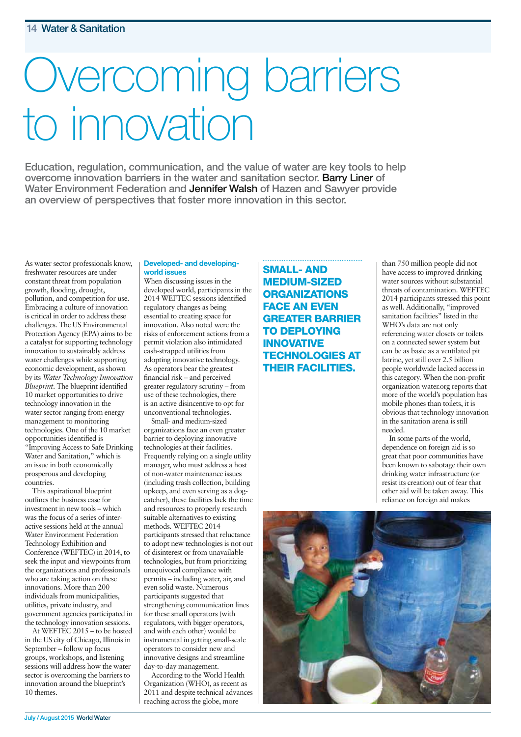# Overcoming barriers to innovation

**Education, regulation, communication, and the value of water are key tools to help overcome innovation barriers in the water and sanitation sector. Barry Liner of Water Environment Federation and Jennifer Walsh of Hazen and Sawyer provide an overview of perspectives that foster more innovation in this sector.**

As water sector professionals know, freshwater resources are under constant threat from population growth, flooding, drought, pollution, and competition for use. Embracing a culture of innovation is critical in order to address these challenges. The US Environmental Protection Agency (EPA) aims to be a catalyst for supporting technology innovation to sustainably address water challenges while supporting economic development, as shown by its *Water Technology Innovation Blueprint*. The blueprint identified 10 market opportunities to drive technology innovation in the water sector ranging from energy management to monitoring technologies. One of the 10 market opportunities identified is "Improving Access to Safe Drinking Water and Sanitation," which is an issue in both economically prosperous and developing countries.

This aspirational blueprint outlines the business case for investment in new tools – which was the focus of a series of interactive sessions held at the annual Water Environment Federation Technology Exhibition and Conference (WEFTEC) in 2014, to seek the input and viewpoints from the organizations and professionals who are taking action on these innovations. More than 200 individuals from municipalities, utilities, private industry, and government agencies participated in the technology innovation sessions.

At WEFTEC 2015 – to be hosted in the US city of Chicago, Illinois in September – follow up focus groups, workshops, and listening sessions will address how the water sector is overcoming the barriers to innovation around the blueprint's 10 themes.

### Developed- and developing-world issues

When discussing issues in the developed world, participants in the 2014 WEFTEC sessions identified regulatory changes as being essential to creating space for innovation. Also noted were the risks of enforcement actions from a permit violation also intimidated cash-strapped utilities from adopting innovative technology. As operators bear the greatest financial risk – and perceived greater regulatory scrutiny – from use of these technologies, there is an active disincentive to opt for unconventional technologies.

Small- and medium-sized organizations face an even greater barrier to deploying innovative technologies at their facilities. Frequently relying on a single utility manager, who must address a host of non-water maintenance issues (including trash collection, building upkeep, and even serving as a dog-catcher), these facilities lack the time and resources to properly research suitable alternatives to existing methods. WEFTEC 2014 participants stressed that reluctance to adopt new technologies is not out of disinterest or from unavailable technologies, but from prioritizing unequivocal compliance with permits – including water, air, and even solid waste. Numerous participants suggested that strengthening communication lines for these small operators (with regulators, with bigger operators, and with each other) would be instrumental in getting small-scale operators to consider new and innovative designs and streamline day-to-day management.

> **SMALL- AND MEDIUM-SIZED ORGANIZATIONS FACE AN EVEN GREATER BARRIER TO DEPLOYING INNOVATIVE TECHNOLOGIES AT THEIR FACILITIES.**

According to the World Health Organization (WHO), as recent as 2011 and despite technical advances reaching across the globe, more than 750 million people did not have access to improved drinking water sources without substantial threats of contamination. WEFTEC 2014 participants stressed this point as well. Additionally, "improved sanitation facilities" listed in the WHO's data are not only referencing water closets or toilets on a connected sewer system but can be as basic as a ventilated pit latrine, yet still over 2.5 billion people worldwide lacked access in this category. When the non-profit organization water.org reports that more of the world's population has mobile phones than toilets, it is obvious that technology innovation in the sanitation arena is still needed.

In some parts of the world, dependence on foreign aid is so great that poor communities have been known to sabotage their own drinking water infrastructure (or resist its creation) out of fear that other aid will be taken away. This reliance on foreign aid makes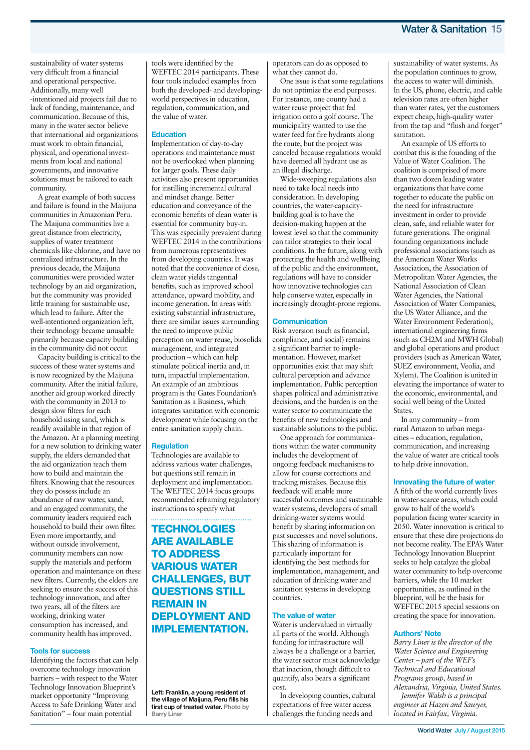sustainability of water systems very difficult from a financial and operational perspective. Additionally, many well -intentioned aid projects fail due to lack of funding, maintenance, and communication. Because of this, many in the water sector believe that international aid organizations must work to obtain financial, physical, and operational investments from local and national governments, and innovative solutions must be tailored to each community.

A great example of both success and failure is found in the Maijuna communities in Amazonian Peru. The Maijuna communities live a great distance from electricity, supplies of water treatment chemicals like chlorine, and have no centralized infrastructure. In the previous decade, the Maijuna communities were provided water technology by an aid organization, but the community was provided little training for sustainable use, which lead to failure. After the well-intentioned organization left, their technology became unusable primarily because capacity building in the community did not occur.

Capacity building is critical to the success of these water systems and is now recognized by the Maijuna community. After the initial failure, another aid group worked directly with the community in 2013 to design slow filters for each household using sand, which is readily available in that region of the Amazon. At a planning meeting for a new solution to drinking water supply, the elders demanded that the aid organization teach them how to build and maintain the filters. Knowing that the resources they do possess include an abundance of raw water, sand, and an engaged community, the community leaders required each household to build their own filter. Even more importantly, and without outside involvement, community members can now supply the materials and perform operation and maintenance on these new filters. Currently, the elders are seeking to ensure the success of this technology innovation, and after two years, all of the filters are working, drinking water consumption has increased, and community health has improved.

### Tools for success

Identifying the factors that can help overcome technology innovation barriers – with respect to the Water Technology Innovation Blueprint's market opportunity "Improving Access to Safe Drinking Water and Sanitation" – four main potential tools were identified by the WEFTEC 2014 participants. These four tools included examples from both the developed- and developing-world perspectives in education, regulation, communication, and the value of water.

### Education

Implementation of day-to-day operations and maintenance must not be overlooked when planning for larger goals. These daily activities also present opportunities for instilling incremental cultural and mindset change. Better education and conveyance of the economic benefits of clean water is essential for community buy-in. This was especially prevalent during WEFTEC 2014 in the contributions from numerous representatives from developing countries. It was noted that the convenience of close, clean water yields tangential benefits, such as improved school attendance, upward mobility, and income generation. In areas with existing substantial infrastructure, there are similar issues surrounding the need to improve public perception on water reuse, biosolids management, and integrated production – which can help stimulate political inertia and, in turn, impactful implementation. An example of an ambitious program is the Gates Foundation's Sanitation as a Business, which integrates sanitation with economic development while focusing on the entire sanitation supply chain.

### Regulation

Technologies are available to address various water challenges, but questions still remain in deployment and implementation. The WEFTEC 2014 focus groups recommended reframing regulatory instructions to specify what operators can do as opposed to what they cannot do.

**TECHNOLOGIES ARE AVAILABLE TO ADDRESS VARIOUS WATER CHALLENGES, BUT QUESTIONS STILL REMAIN IN DEPLOYMENT AND IMPLEMENTATION.**

One issue is that some regulations do not optimize the end purposes. For instance, one county had a water reuse project that fed irrigation onto a golf course. The municipality wanted to use the water feed for fire hydrants along the route, but the project was canceled because regulations would have deemed all hydrant use as an illegal discharge.

Wide-sweeping regulations also need to take local needs into consideration. In developing countries, the water-capacity-building goal is to have the decision-making happen at the lowest level so that the community can tailor strategies to their local conditions. In the future, along with protecting the health and wellbeing of the public and the environment, regulations will have to consider how innovative technologies can help conserve water, especially in increasingly drought-prone regions.

### Communication

Risk aversion (such as financial, compliance, and social) remains a significant barrier to implementation. However, market opportunities exist that may shift cultural perception and advance implementation. Public perception shapes political and administrative decisions, and the burden is on the water sector to communicate the benefits of new technologies and sustainable solutions to the public.

One approach for communications within the water community includes the development of ongoing feedback mechanisms to allow for course corrections and tracking mistakes. Because this feedback will enable more successful outcomes and sustainable water systems, developers of small drinking-water systems would benefit by sharing information on past successes and novel solutions. This sharing of information is particularly important for identifying the best methods for implementation, management, and education of drinking water and sanitation systems in developing countries.

### The value of water

Water is undervalued in virtually all parts of the world. Although funding for infrastructure will always be a challenge or a barrier, the water sector must acknowledge that inaction, though difficult to quantify, also bears a significant cost.

In developing counties, cultural expectations of free water access challenges the funding needs and sustainability of water systems. As the population continues to grow, the access to water will diminish. In the US, phone, electric, and cable television rates are often higher than water rates, yet the customers expect cheap, high-quality water from the tap and "flush and forget" sanitation.

An example of US efforts to combat this is the founding of the Value of Water Coalition. The coalition is comprised of more than two dozen leading water organizations that have come together to educate the public on the need for infrastructure investment in order to provide clean, safe, and reliable water for future generations. The original founding organizations include professional associations (such as the American Water Works Association, the Association of Metropolitan Water Agencies, the National Association of Clean Water Agencies, the National Association of Water Companies, the US Water Alliance, and the Water Environment Federation), international engineering firms (such as CH2M and MWH Global) and global operations and product providers (such as American Water, SUEZ environnment, Veolia, and Xylem). The Coalition is united in elevating the importance of water to the economic, environmental, and social well being of the United States.

In any community – from rural Amazon to urban megacities – education, regulation, communication, and increasing the value of water are critical tools to help drive innovation.

### Innovating the future of water

A fifth of the world currently lives in water-scarce areas, which could grow to half of the world's population facing water scarcity in 2050. Water innovation is critical to ensure that these dire projections do not become reality. The EPA's Water Technology Innovation Blueprint seeks to help catalyze the global water community to help overcome barriers, while the 10 market opportunities, as outlined in the blueprint, will be the basis for WEFTEC 2015 special sessions on creating the space for innovation.

### Authors' Note

*Barry Liner is the director of the Water Science and Engineering Center – part of the WEF's Technical and Educational Programs group, based in Alexandria, Virginia, United States.*

*Jennifer Walsh is a principal engineer at Hazen and Sawyer, located in Fairfax, Virginia.*

**Left: Franklin, a young resident of the village of Maijuna, Peru fills his first cup of treated water.** Photo by Barry Liner